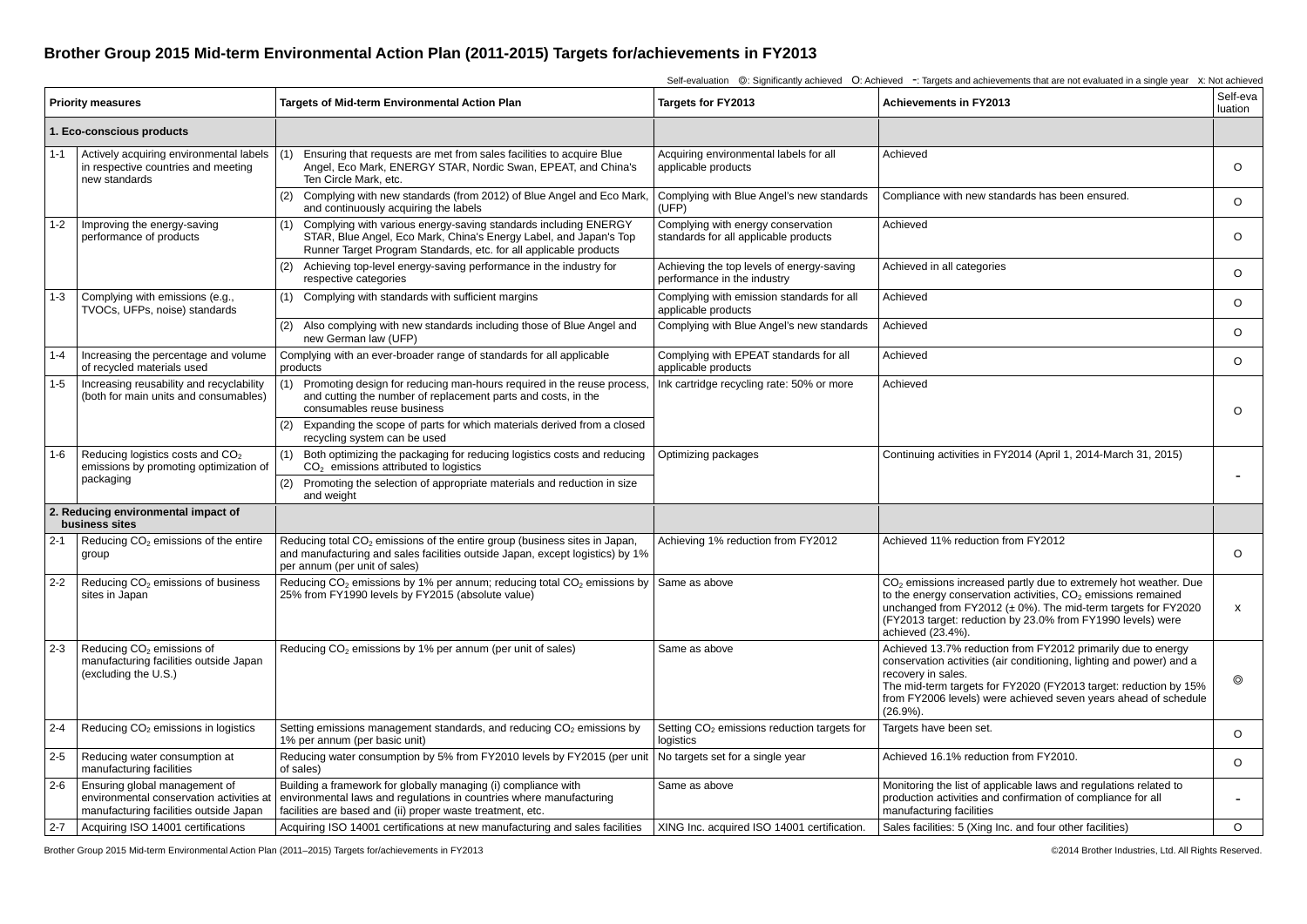# Brother Group 2015 Mid-term Environmental Action Plan (2011-2015) Targets for/achievements in FY2013

Self-evaluation ◎: Significantly achieved O: Achieved -: Targets and achievements that are not evaluated in a single year x: Not achieved

| Priority measures | | Targets of Mid-term Environmental Action Plan | Targets for FY2013 | Achievements in FY2013 | Self-evaluation |
|---|---|---|---|---|---|
| **1. Eco-conscious products** | | | | | |
| 1-1 | Actively acquiring environmental labels in respective countries and meeting new standards | (1) Ensuring that requests are met from sales facilities to acquire Blue Angel, Eco Mark, ENERGY STAR, Nordic Swan, EPEAT, and China's Ten Circle Mark, etc. | Acquiring environmental labels for all applicable products | Achieved | O |
| | | (2) Complying with new standards (from 2012) of Blue Angel and Eco Mark, and continuously acquiring the labels | Complying with Blue Angel's new standards (UFP) | Compliance with new standards has been ensured. | O |
| 1-2 | Improving the energy-saving performance of products | (1) Complying with various energy-saving standards including ENERGY STAR, Blue Angel, Eco Mark, China's Energy Label, and Japan's Top Runner Target Program Standards, etc. for all applicable products | Complying with energy conservation standards for all applicable products | Achieved | O |
| | | (2) Achieving top-level energy-saving performance in the industry for respective categories | Achieving the top levels of energy-saving performance in the industry | Achieved in all categories | O |
| 1-3 | Complying with emissions (e.g., TVOCs, UFPs, noise) standards | (1) Complying with standards with sufficient margins | Complying with emission standards for all applicable products | Achieved | O |
| | | (2) Also complying with new standards including those of Blue Angel and new German law (UFP) | Complying with Blue Angel's new standards | Achieved | O |
| 1-4 | Increasing the percentage and volume of recycled materials used | Complying with an ever-broader range of standards for all applicable products | Complying with EPEAT standards for all applicable products | Achieved | O |
| 1-5 | Increasing reusability and recyclability (both for main units and consumables) | (1) Promoting design for reducing man-hours required in the reuse process, and cutting the number of replacement parts and costs, in the consumables reuse business<br>(2) Expanding the scope of parts for which materials derived from a closed recycling system can be used | Ink cartridge recycling rate: 50% or more | Achieved | O |
| 1-6 | Reducing logistics costs and $CO_2$ emissions by promoting optimization of packaging | (1) Both optimizing the packaging for reducing logistics costs and reducing $CO_2$ emissions attributed to logistics<br>(2) Promoting the selection of appropriate materials and reduction in size and weight | Optimizing packages | Continuing activities in FY2014 (April 1, 2014-March 31, 2015) | - |
| **2. Reducing environmental impact of business sites** | | | | | |
| 2-1 | Reducing $CO_2$ emissions of the entire group | Reducing total $CO_2$ emissions of the entire group (business sites in Japan, and manufacturing and sales facilities outside Japan, except logistics) by 1% per annum (per unit of sales) | Achieving 1% reduction from FY2012 | Achieved 11% reduction from FY2012 | O |
| 2-2 | Reducing $CO_2$ emissions of business sites in Japan | Reducing $CO_2$ emissions by 1% per annum; reducing total $CO_2$ emissions by 25% from FY1990 levels by FY2015 (absolute value) | Same as above | $CO_2$ emissions increased partly due to extremely hot weather. Due to the energy conservation activities, $CO_2$ emissions remained unchanged from FY2012 (± 0%). The mid-term targets for FY2020 (FY2013 target: reduction by 23.0% from FY1990 levels) were achieved (23.4%). | x |
| 2-3 | Reducing $CO_2$ emissions of manufacturing facilities outside Japan (excluding the U.S.) | Reducing $CO_2$ emissions by 1% per annum (per unit of sales) | Same as above | Achieved 13.7% reduction from FY2012 primarily due to energy conservation activities (air conditioning, lighting and power) and a recovery in sales.<br>The mid-term targets for FY2020 (FY2013 target: reduction by 15% from FY2006 levels) were achieved seven years ahead of schedule (26.9%). | ◎ |
| 2-4 | Reducing $CO_2$ emissions in logistics | Setting emissions management standards, and reducing $CO_2$ emissions by 1% per annum (per basic unit) | Setting $CO_2$ emissions reduction targets for logistics | Targets have been set. | O |
| 2-5 | Reducing water consumption at manufacturing facilities | Reducing water consumption by 5% from FY2010 levels by FY2015 (per unit of sales) | No targets set for a single year | Achieved 16.1% reduction from FY2010. | O |
| 2-6 | Ensuring global management of environmental conservation activities at manufacturing facilities outside Japan | Building a framework for globally managing (i) compliance with environmental laws and regulations in countries where manufacturing facilities are based and (ii) proper waste treatment, etc. | Same as above | Monitoring the list of applicable laws and regulations related to production activities and confirmation of compliance for all manufacturing facilities | - |
| 2-7 | Acquiring ISO 14001 certifications | Acquiring ISO 14001 certifications at new manufacturing and sales facilities | XING Inc. acquired ISO 14001 certification. | Sales facilities: 5 (Xing Inc. and four other facilities) | O |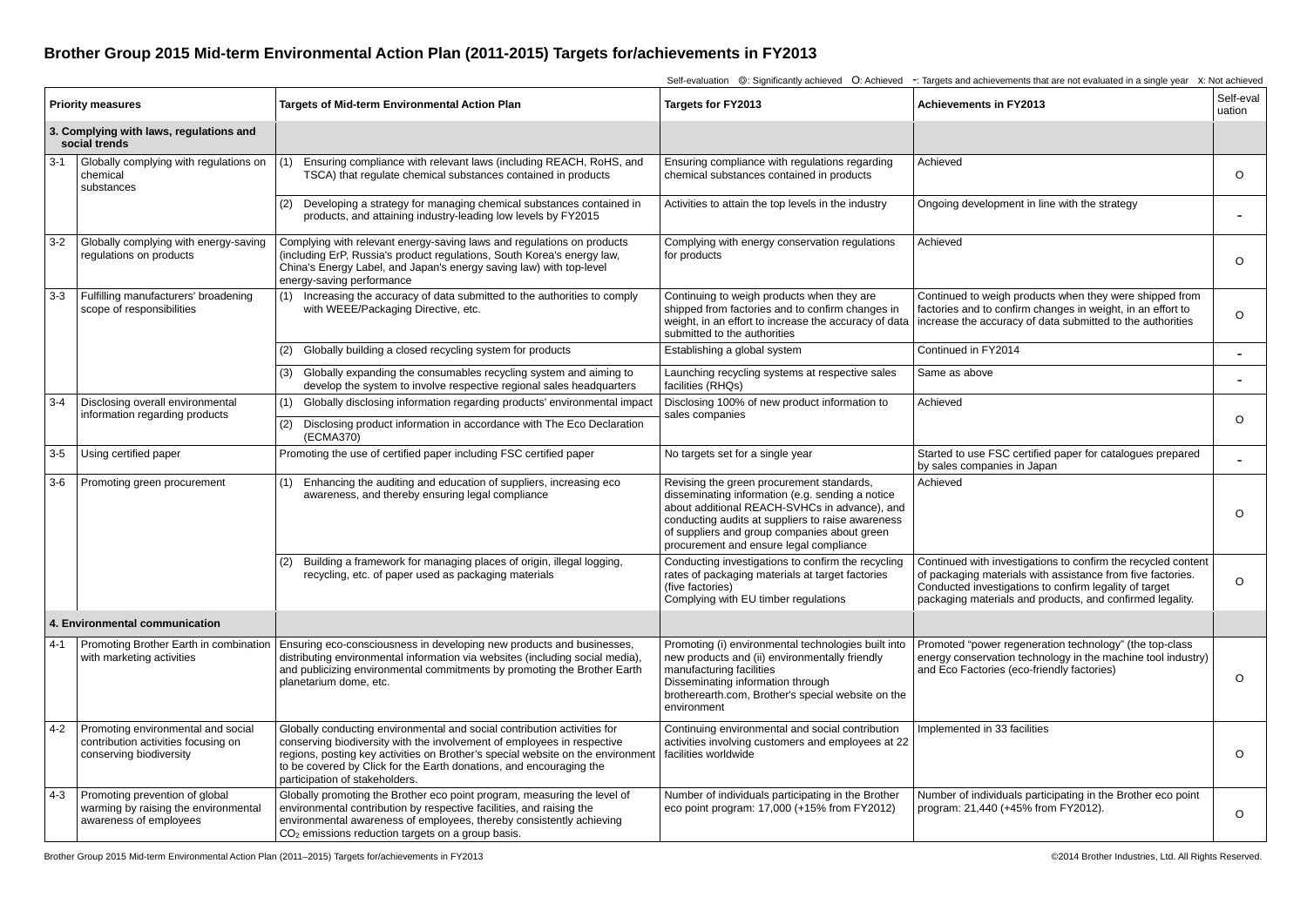## Brother Group 2015 Mid-term Environmental Action Plan (2011-2015) Targets for/achievements in FY2013

Self-evaluation ◎: Significantly achieved O: Achieved -: Targets and achievements that are not evaluated in a single year x: Not achieved

| Priority measures | | Targets of Mid-term Environmental Action Plan | Targets for FY2013 | Achievements in FY2013 | Self-evaluation |
|---|---|---|---|---|---|
| **3. Complying with laws, regulations and social trends** | | | | | |
| 3-1 | Globally complying with regulations on chemical substances | (1) Ensuring compliance with relevant laws (including REACH, RoHS, and TSCA) that regulate chemical substances contained in products | Ensuring compliance with regulations regarding chemical substances contained in products | Achieved | O |
| | | (2) Developing a strategy for managing chemical substances contained in products, and attaining industry-leading low levels by FY2015 | Activities to attain the top levels in the industry | Ongoing development in line with the strategy | - |
| 3-2 | Globally complying with energy-saving regulations on products | Complying with relevant energy-saving laws and regulations on products (including ErP, Russia's product regulations, South Korea's energy law, China's Energy Label, and Japan's energy saving law) with top-level energy-saving performance | Complying with energy conservation regulations for products | Achieved | O |
| 3-3 | Fulfilling manufacturers' broadening scope of responsibilities | (1) Increasing the accuracy of data submitted to the authorities to comply with WEEE/Packaging Directive, etc. | Continuing to weigh products when they are shipped from factories and to confirm changes in weight, in an effort to increase the accuracy of data submitted to the authorities | Continued to weigh products when they were shipped from factories and to confirm changes in weight, in an effort to increase the accuracy of data submitted to the authorities | O |
| | | (2) Globally building a closed recycling system for products | Establishing a global system | Continued in FY2014 | - |
| | | (3) Globally expanding the consumables recycling system and aiming to develop the system to involve respective regional sales headquarters | Launching recycling systems at respective sales facilities (RHQs) | Same as above | - |
| 3-4 | Disclosing overall environmental information regarding products | (1) Globally disclosing information regarding products' environmental impact<br>(2) Disclosing product information in accordance with The Eco Declaration (ECMA370) | Disclosing 100% of new product information to sales companies | Achieved | O |
| 3-5 | Using certified paper | Promoting the use of certified paper including FSC certified paper | No targets set for a single year | Started to use FSC certified paper for catalogues prepared by sales companies in Japan | - |
| 3-6 | Promoting green procurement | (1) Enhancing the auditing and education of suppliers, increasing eco awareness, and thereby ensuring legal compliance | Revising the green procurement standards, disseminating information (e.g. sending a notice about additional REACH-SVHCs in advance), and conducting audits at suppliers to raise awareness of suppliers and group companies about green procurement and ensure legal compliance | Achieved | O |
| | | (2) Building a framework for managing places of origin, illegal logging, recycling, etc. of paper used as packaging materials | Conducting investigations to confirm the recycling rates of packaging materials at target factories (five factories)<br>Complying with EU timber regulations | Continued with investigations to confirm the recycled content of packaging materials with assistance from five factories. Conducted investigations to confirm legality of target packaging materials and products, and confirmed legality. | O |
| **4. Environmental communication** | | | | | |
| 4-1 | Promoting Brother Earth in combination with marketing activities | Ensuring eco-consciousness in developing new products and businesses, distributing environmental information via websites (including social media), and publicizing environmental commitments by promoting the Brother Earth planetarium dome, etc. | Promoting (i) environmental technologies built into new products and (ii) environmentally friendly manufacturing facilities<br>Disseminating information through brotherearth.com, Brother's special website on the environment | Promoted "power regeneration technology" (the top-class energy conservation technology in the machine tool industry) and Eco Factories (eco-friendly factories) | O |
| 4-2 | Promoting environmental and social contribution activities focusing on conserving biodiversity | Globally conducting environmental and social contribution activities for conserving biodiversity with the involvement of employees in respective regions, posting key activities on Brother's special website on the environment to be covered by Click for the Earth donations, and encouraging the participation of stakeholders. | Continuing environmental and social contribution activities involving customers and employees at 22 facilities worldwide | Implemented in 33 facilities | O |
| 4-3 | Promoting prevention of global warming by raising the environmental awareness of employees | Globally promoting the Brother eco point program, measuring the level of environmental contribution by respective facilities, and raising the environmental awareness of employees, thereby consistently achieving $CO_2$ emissions reduction targets on a group basis. | Number of individuals participating in the Brother eco point program: 17,000 (+15% from FY2012) | Number of individuals participating in the Brother eco point program: 21,440 (+45% from FY2012). | O |